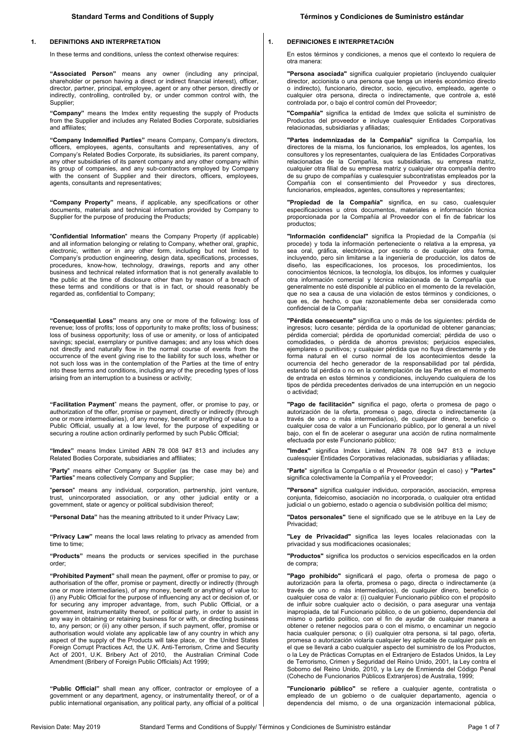# Standard Terms and Conditions of Supply

## 1. DEFINITIONS AND INTERPRETATION

In these terms and conditions, unless the context otherwise requires:

**"Associated Person"** means any owner (including any principal, shareholder or person having a direct or indirect financial interest), officer, director, partner, principal, employee, agent or any other person, directly or indirectly, controlling, controlled by, or under common control with, the Supplier;

**"Company"** means the Imdex entity requesting the supply of Products from the Supplier and includes any Related Bodies Corporate, subsidiaries and affiliates;

**"Company Indemnified Parties"** means Company, Company's directors, officers, employees, agents, consultants and representatives, any of Company's Related Bodies Corporate, its subsidiaries, its parent company, any other subsidiaries of its parent company and any other company within its group of companies, and any sub-contractors employed by Company with the consent of Supplier and their directors, officers, employees, agents, consultants and representatives;

**"Company Property"** means, if applicable, any specifications or other documents, materials and technical information provided by Company to Supplier for the purpose of producing the Products;

"**Confidential Information**" means the Company Property (if applicable) and all information belonging or relating to Company, whether oral, graphic, electronic, written or in any other form, including but not limited to Company's production engineering, design data, specifications, processes, procedures, know-how, technology, drawings, reports and any other business and technical related information that is not generally available to the public at the time of disclosure other than by reason of a breach of these terms and conditions or that is in fact, or should reasonably be regarded as, confidential to Company;

**"Consequential Loss"** means any one or more of the following: loss of revenue; loss of profits; loss of opportunity to make profits; loss of business; loss of business opportunity; loss of use or amenity, or loss of anticipated savings; special, exemplary or punitive damages; and any loss which does not directly and naturally flow in the normal course of events from the occurrence of the event giving rise to the liability for such loss, whether or not such loss was in the contemplation of the Parties at the time of entry into these terms and conditions, including any of the preceding types of loss arising from an interruption to a business or activity;

**"Facilitation Payment"** means the payment, offer, or promise to pay, or authorization of the offer, promise or payment, directly or indirectly (through one or more intermediaries), of any money, benefit or anything of value to a Public Official, usually at a low level, for the purpose of expediting or securing a routine action ordinarily performed by such Public Official;

**"Imdex"** means Imdex Limited ABN 78 008 947 813 and includes any Related Bodies Corporate, subsidiaries and affiliates;

"**Party**" means either Company or Supplier (as the case may be) and "**Parties**" means collectively Company and Supplier;

"**person**" means any individual, corporation, partnership, joint venture, trust, unincorporated association, or any other judicial entity or a government, state or agency or political subdivision thereof;

**"Personal Data"** has the meaning attributed to it under Privacy Law;

**"Privacy Law"** means the local laws relating to privacy as amended from time to time;

**"Products"** means the products or services specified in the purchase order;

**"Prohibited Payment"** shall mean the payment, offer or promise to pay, or authorisation of the offer, promise or payment, directly or indirectly (through one or more intermediaries), of any money, benefit or anything of value to: (i) any Public Official for the purpose of influencing any act or decision of, or for securing any improper advantage, from, such Public Official, or a government, instrumentality thereof, or political party, in order to assist in any way in obtaining or retaining business for or with, or directing business to, any person; or (ii) any other person, if such payment, offer, promise or authorisation would violate any applicable law of any country in which any aspect of the supply of the Products will take place, or the United States Foreign Corrupt Practices Act, the U.K. Anti-Terrorism, Crime and Security Act of 2001, U.K. Bribery Act of 2010, the Australian Criminal Code Amendment (Bribery of Foreign Public Officials) Act 1999;

**"Public Official"** shall mean any officer, contractor or employee of a government or any department, agency, or instrumentality thereof, or of a public international organisation, any political party, any official of a political

# Términos y Condiciones de Suministro estándar

## 1. DEFINICIONES E INTERPRETACIÓN

En estos términos y condiciones, a menos que el contexto lo requiera de otra manera:

**"Persona asociada"** significa cualquier propietario (incluyendo cualquier director, accionista o una persona que tenga un interés económico directo o indirecto), funcionario, director, socio, ejecutivo, empleado, agente o cualquier otra persona, directa o indirectamente, que controle a, esté controlada por, o bajo el control común del Proveedor;

**"Compañía"** significa la entidad de Imdex que solicita el suministro de Productos del proveedor e incluye cualesquier Entidades Corporativas relacionadas, subsidiarias y afiliadas;

**"Partes indemnizadas de la Compañía"** significa la Compañía, los directores de la misma, los funcionarios, los empleados, los agentes, los consultores y los representantes, cualquiera de las Entidades Corporativas relacionadas de la Compañía, sus subsidiarias, su empresa matriz, cualquier otra filial de su empresa matriz y cualquier otra compañía dentro de su grupo de compañías y cualesquier subcontratistas empleados por la Compañía con el consentimiento del Proveedor y sus directores, funcionarios, empleados, agentes, consultores y representantes;

**"Propiedad de la Compañía"** significa, en su caso, cualesquier especificaciones u otros documentos, materiales e información técnica proporcionada por la Compañía al Proveedor con el fin de fabricar los productos;

**"Información confidencial"** significa la Propiedad de la Compañía (si procede) y toda la información perteneciente o relativa a la empresa, ya sea oral, gráfica, electrónica, por escrito o de cualquier otra forma, incluyendo, pero sin limitarse a la ingeniería de producción, los datos de diseño, las especificaciones, los procesos, los procedimientos, los conocimientos técnicos, la tecnología, los dibujos, los informes y cualquier otra información comercial y técnica relacionada de la Compañía que generalmente no esté disponible al público en el momento de la revelación, que no sea a causa de una violación de estos términos y condiciones, o que es, de hecho, o que razonablemente deba ser considerada como confidencial de la Compañía;

**"Pérdida consecuente"** significa uno o más de los siguientes: pérdida de ingresos; lucro cesante; pérdida de la oportunidad de obtener ganancias; pérdida comercial; pérdida de oportunidad comercial; pérdida de uso o comodidades, o pérdida de ahorros previstos; perjuicios especiales, ejemplares o punitivos; y cualquier pérdida que no fluya directamente y de forma natural en el curso normal de los acontecimientos desde la ocurrencia del hecho generador de la responsabilidad por tal pérdida, estando tal pérdida o no en la contemplación de las Partes en el momento de entrada en estos términos y condiciones, incluyendo cualquiera de los tipos de pérdida precedentes derivados de una interrupción en un negocio o actividad;

**"Pago de facilitación"** significa el pago, oferta o promesa de pago o autorización de la oferta, promesa o pago, directa o indirectamente (a través de uno o más intermediarios), de cualquier dinero, beneficio o cualquier cosa de valor a un Funcionario público, por lo general a un nivel bajo, con el fin de acelerar o asegurar una acción de rutina normalmente efectuada por este Funcionario público;

**"Imdex"** significa Imdex Limited, ABN 78 008 947 813 e incluye cualesquier Entidades Corporativas relacionadas, subsidiarias y afiliadas;

"**Parte**" significa la Compañía o el Proveedor (según el caso) y **"Partes"** significa colectivamente la Compañía y el Proveedor;

**"Persona"** significa cualquier individuo, corporación, asociación, empresa conjunta, fideicomiso, asociación no incorporada, o cualquier otra entidad judicial o un gobierno, estado o agencia o subdivisión política del mismo;

**"Datos personales"** tiene el significado que se le atribuye en la Ley de Privacidad;

**"Ley de Privacidad"** significa las leyes locales relacionadas con la privacidad y sus modificaciones ocasionales;

**"Productos"** significa los productos o servicios especificados en la orden de compra;

**"Pago prohibido"** significará el pago, oferta o promesa de pago o autorización para la oferta, promesa o pago, directa o indirectamente (a través de uno o más intermediarios), de cualquier dinero, beneficio o cualquier cosa de valor a: (i) cualquier Funcionario público con el propósito de influir sobre cualquier acto o decisión, o para asegurar una ventaja inapropiada, de tal Funcionario público, o de un gobierno, dependencia del mismo o partido político, con el fin de ayudar de cualquier manera a obtener o retener negocios para o con el mismo, o encaminar un negocio hacia cualquier persona; o (ii) cualquier otra persona, si tal pago, oferta, promesa o autorización violaría cualquier ley aplicable de cualquier país en el que se llevará a cabo cualquier aspecto del suministro de los Productos, o la Ley de Prácticas Corruptas en el Extranjero de Estados Unidos, la Ley de Terrorismo, Crimen y Seguridad del Reino Unido, 2001, la Ley contra el Soborno del Reino Unido, 2010, y la Ley de Enmienda del Código Penal (Cohecho de Funcionarios Públicos Extranjeros) de Australia, 1999;

**"Funcionario público"** se refiere a cualquier agente, contratista o empleado de un gobierno o de cualquier departamento, agencia o dependencia del mismo, o de una organización internacional pública,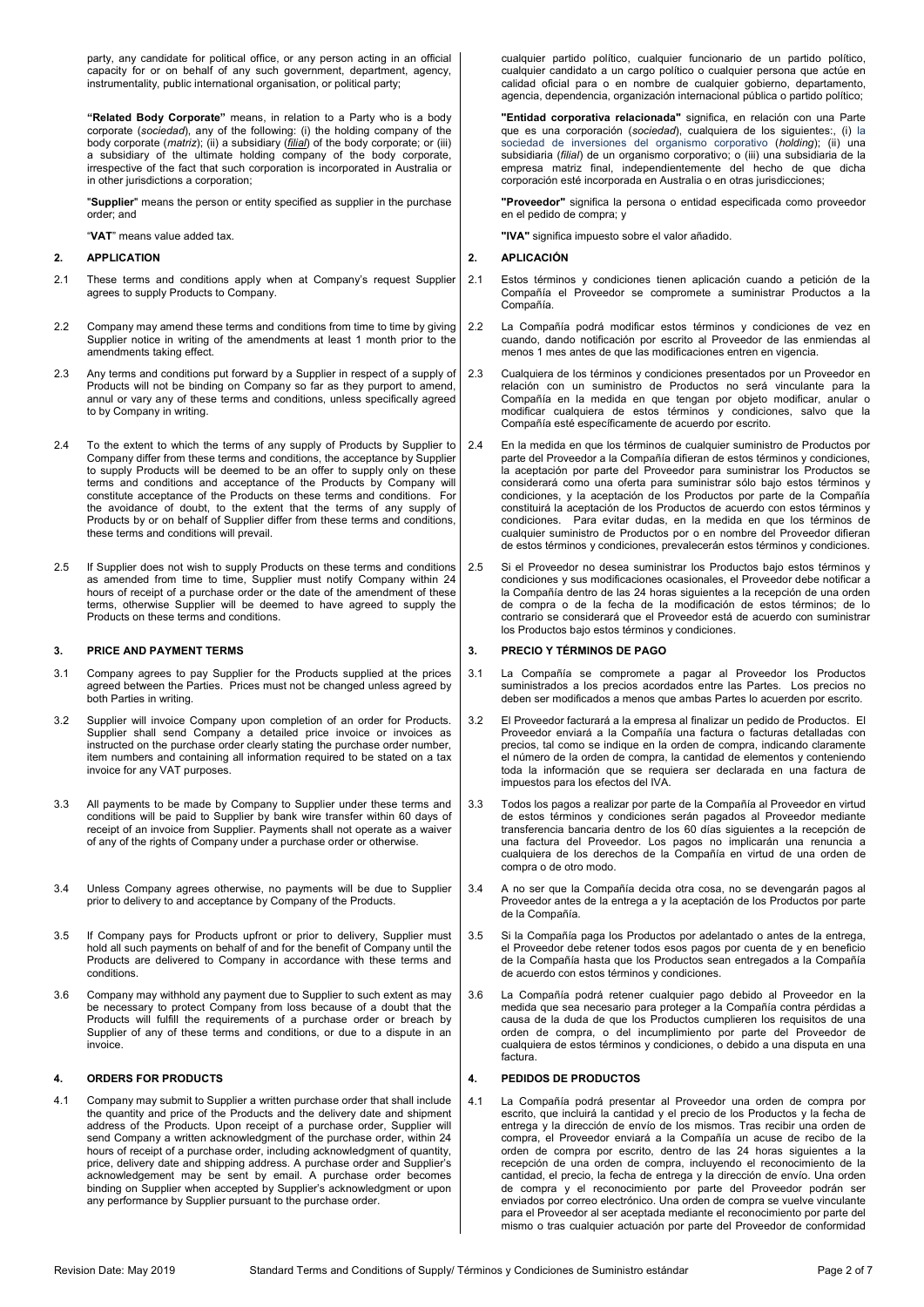party, any candidate for political office, or any person acting in an official capacity for or on behalf of any such government, department, agency, instrumentality, public international organisation, or political party;

**"Related Body Corporate"** means, in relation to a Party who is a body corporate (*sociedad*), any of the following: (i) the holding company of the body corporate (*matriz*); (ii) a subsidiary (*filial*) of the body corporate; or (iii) a subsidiary of the ultimate holding company of the body corporate, irrespective of the fact that such corporation is incorporated in Australia or in other jurisdictions a corporation;

"**Supplier**" means the person or entity specified as supplier in the purchase order; and

"**VAT**" means value added tax.

## 2. APPLICATION

2.1 These terms and conditions apply when at Company's request Supplier agrees to supply Products to Company.

2.2 Company may amend these terms and conditions from time to time by giving Supplier notice in writing of the amendments at least 1 month prior to the amendments taking effect.

2.3 Any terms and conditions put forward by a Supplier in respect of a supply of Products will not be binding on Company so far as they purport to amend, annul or vary any of these terms and conditions, unless specifically agreed to by Company in writing.

2.4 To the extent to which the terms of any supply of Products by Supplier to Company differ from these terms and conditions, the acceptance by Supplier to supply Products will be deemed to be an offer to supply only on these terms and conditions and acceptance of the Products by Company will constitute acceptance of the Products on these terms and conditions. For the avoidance of doubt, to the extent that the terms of any supply of Products by or on behalf of Supplier differ from these terms and conditions, these terms and conditions will prevail.

2.5 If Supplier does not wish to supply Products on these terms and conditions as amended from time to time, Supplier must notify Company within 24 hours of receipt of a purchase order or the date of the amendment of these terms, otherwise Supplier will be deemed to have agreed to supply the Products on these terms and conditions.

## 3. PRICE AND PAYMENT TERMS

3.1 Company agrees to pay Supplier for the Products supplied at the prices agreed between the Parties. Prices must not be changed unless agreed by both Parties in writing.

3.2 Supplier will invoice Company upon completion of an order for Products. Supplier shall send Company a detailed price invoice or invoices as instructed on the purchase order clearly stating the purchase order number, item numbers and containing all information required to be stated on a tax invoice for any VAT purposes.

3.3 All payments to be made by Company to Supplier under these terms and conditions will be paid to Supplier by bank wire transfer within 60 days of receipt of an invoice from Supplier. Payments shall not operate as a waiver of any of the rights of Company under a purchase order or otherwise.

3.4 Unless Company agrees otherwise, no payments will be due to Supplier prior to delivery to and acceptance by Company of the Products.

3.5 If Company pays for Products upfront or prior to delivery, Supplier must hold all such payments on behalf of and for the benefit of Company until the Products are delivered to Company in accordance with these terms and conditions.

3.6 Company may withhold any payment due to Supplier to such extent as may be necessary to protect Company from loss because of a doubt that the Products will fulfill the requirements of a purchase order or breach by Supplier of any of these terms and conditions, or due to a dispute in an invoice.

## 4. ORDERS FOR PRODUCTS

4.1 Company may submit to Supplier a written purchase order that shall include the quantity and price of the Products and the delivery date and shipment address of the Products. Upon receipt of a purchase order, Supplier will send Company a written acknowledgment of the purchase order, within 24 hours of receipt of a purchase order, including acknowledgment of quantity, price, delivery date and shipping address. A purchase order and Supplier's acknowledgement may be sent by email. A purchase order becomes binding on Supplier when accepted by Supplier's acknowledgment or upon any performance by Supplier pursuant to the purchase order.

---

cualquier partido político, cualquier funcionario de un partido político, cualquier candidato a un cargo político o cualquier persona que actúe en calidad oficial para o en nombre de cualquier gobierno, departamento, agencia, dependencia, organización internacional pública o partido político;

**"Entidad corporativa relacionada"** significa, en relación con una Parte que es una corporación (*sociedad*), cualquiera de los siguientes:, (i) la sociedad de inversiones del organismo corporativo (*holding*); (ii) una subsidiaria (*filial*) de un organismo corporativo; o (iii) una subsidiaria de la empresa matriz final, independientemente del hecho de que dicha corporación esté incorporada en Australia o en otras jurisdicciones;

**"Proveedor"** significa la persona o entidad especificada como proveedor en el pedido de compra; y

**"IVA"** significa impuesto sobre el valor añadido.

## 2. APLICACIÓN

2.1 Estos términos y condiciones tienen aplicación cuando a petición de la Compañía el Proveedor se compromete a suministrar Productos a la Compañía.

2.2 La Compañía podrá modificar estos términos y condiciones de vez en cuando, dando notificación por escrito al Proveedor de las enmiendas al menos 1 mes antes de que las modificaciones entren en vigencia.

2.3 Cualquiera de los términos y condiciones presentados por un Proveedor en relación con un suministro de Productos no será vinculante para la Compañía en la medida en que tengan por objeto modificar, anular o modificar cualquiera de estos términos y condiciones, salvo que la Compañía esté específicamente de acuerdo por escrito.

2.4 En la medida en que los términos de cualquier suministro de Productos por parte del Proveedor a la Compañía difieran de estos términos y condiciones, la aceptación por parte del Proveedor para suministrar los Productos se considerará como una oferta para suministrar sólo bajo estos términos y condiciones, y la aceptación de los Productos por parte de la Compañía constituirá la aceptación de los Productos de acuerdo con estos términos y condiciones. Para evitar dudas, en la medida en que los términos de cualquier suministro de Productos por o en nombre del Proveedor difieran de estos términos y condiciones, prevalecerán estos términos y condiciones.

2.5 Si el Proveedor no desea suministrar los Productos bajo estos términos y condiciones y sus modificaciones ocasionales, el Proveedor debe notificar a la Compañía dentro de las 24 horas siguientes a la recepción de una orden de compra o de la fecha de la modificación de estos términos; de lo contrario se considerará que el Proveedor está de acuerdo con suministrar los Productos bajo estos términos y condiciones.

## 3. PRECIO Y TÉRMINOS DE PAGO

3.1 La Compañía se compromete a pagar al Proveedor los Productos suministrados a los precios acordados entre las Partes. Los precios no deben ser modificados a menos que ambas Partes lo acuerden por escrito.

3.2 El Proveedor facturará a la empresa al finalizar un pedido de Productos. El Proveedor enviará a la Compañía una factura o facturas detalladas con precios, tal como se indique en la orden de compra, indicando claramente el número de la orden de compra, la cantidad de elementos y conteniendo toda la información que se requiera ser declarada en una factura de impuestos para los efectos del IVA.

3.3 Todos los pagos a realizar por parte de la Compañía al Proveedor en virtud de estos términos y condiciones serán pagados al Proveedor mediante transferencia bancaria dentro de los 60 días siguientes a la recepción de una factura del Proveedor. Los pagos no implicarán una renuncia a cualquiera de los derechos de la Compañía en virtud de una orden de compra o de otro modo.

3.4 A no ser que la Compañía decida otra cosa, no se devengarán pagos al Proveedor antes de la entrega a y la aceptación de los Productos por parte de la Compañía.

3.5 Si la Compañía paga los Productos por adelantado o antes de la entrega, el Proveedor debe retener todos esos pagos por cuenta de y en beneficio de la Compañía hasta que los Productos sean entregados a la Compañía de acuerdo con estos términos y condiciones.

3.6 La Compañía podrá retener cualquier pago debido al Proveedor en la medida que sea necesario para proteger a la Compañía contra pérdidas a causa de la duda de que los Productos cumplieren los requisitos de una orden de compra, o del incumplimiento por parte del Proveedor de cualquiera de estos términos y condiciones, o debido a una disputa en una factura.

## 4. PEDIDOS DE PRODUCTOS

4.1 La Compañía podrá presentar al Proveedor una orden de compra por escrito, que incluirá la cantidad y el precio de los Productos y la fecha de entrega y la dirección de envío de los mismos. Tras recibir una orden de compra, el Proveedor enviará a la Compañía un acuse de recibo de la orden de compra por escrito, dentro de las 24 horas siguientes a la recepción de una orden de compra, incluyendo el reconocimiento de la cantidad, el precio, la fecha de entrega y la dirección de envío. Una orden de compra y el reconocimiento por parte del Proveedor podrán ser enviados por correo electrónico. Una orden de compra se vuelve vinculante para el Proveedor al ser aceptada mediante el reconocimiento por parte del mismo o tras cualquier actuación por parte del Proveedor de conformidad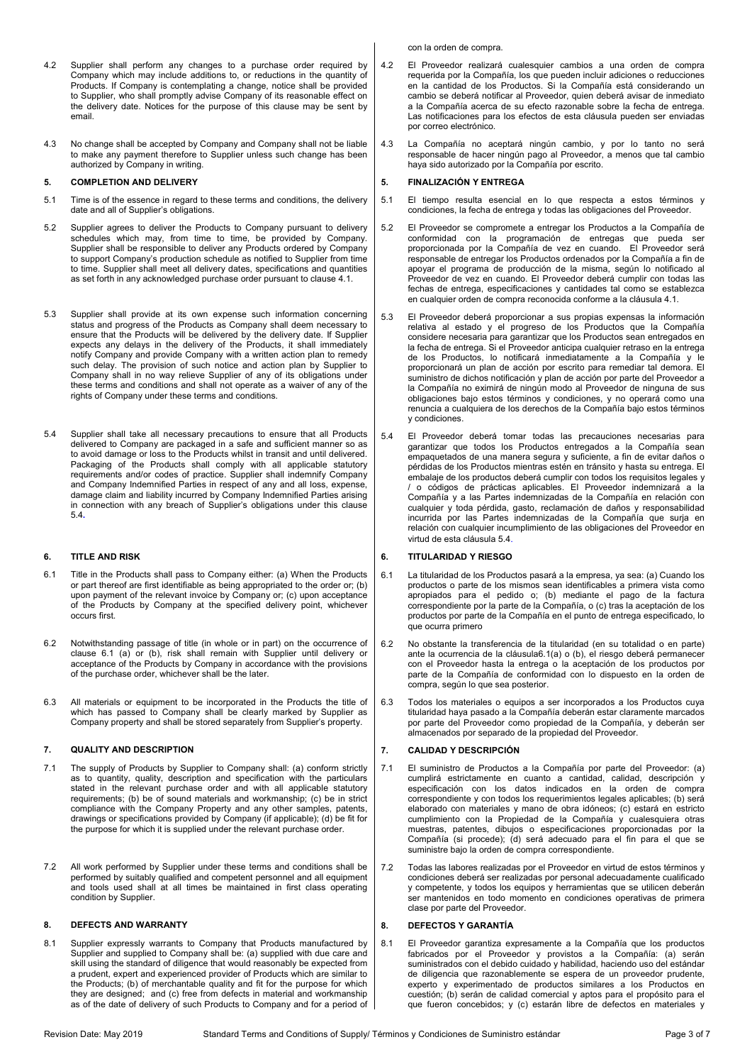4.2 Supplier shall perform any changes to a purchase order required by Company which may include additions to, or reductions in the quantity of Products. If Company is contemplating a change, notice shall be provided to Supplier, who shall promptly advise Company of its reasonable effect on the delivery date. Notices for the purpose of this clause may be sent by email.

4.3 No change shall be accepted by Company and Company shall not be liable to make any payment therefore to Supplier unless such change has been authorized by Company in writing.

## 5. COMPLETION AND DELIVERY

5.1 Time is of the essence in regard to these terms and conditions, the delivery date and all of Supplier's obligations.

5.2 Supplier agrees to deliver the Products to Company pursuant to delivery schedules which may, from time to time, be provided by Company. Supplier shall be responsible to deliver any Products ordered by Company to support Company's production schedule as notified to Supplier from time to time. Supplier shall meet all delivery dates, specifications and quantities as set forth in any acknowledged purchase order pursuant to clause 4.1.

5.3 Supplier shall provide at its own expense such information concerning status and progress of the Products as Company shall deem necessary to ensure that the Products will be delivered by the delivery date. If Supplier expects any delays in the delivery of the Products, it shall immediately notify Company and provide Company with a written action plan to remedy such delay. The provision of such notice and action plan by Supplier to Company shall in no way relieve Supplier of any of its obligations under these terms and conditions and shall not operate as a waiver of any of the rights of Company under these terms and conditions.

5.4 Supplier shall take all necessary precautions to ensure that all Products delivered to Company are packaged in a safe and sufficient manner so as to avoid damage or loss to the Products whilst in transit and until delivered. Packaging of the Products shall comply with all applicable statutory requirements and/or codes of practice. Supplier shall indemnify Company and Company Indemnified Parties in respect of any and all loss, expense, damage claim and liability incurred by Company Indemnified Parties arising in connection with any breach of Supplier's obligations under this clause 5.4.

## 6. TITLE AND RISK

6.1 Title in the Products shall pass to Company either: (a) When the Products or part thereof are first identifiable as being appropriated to the order or; (b) upon payment of the relevant invoice by Company or; (c) upon acceptance of the Products by Company at the specified delivery point, whichever occurs first.

6.2 Notwithstanding passage of title (in whole or in part) on the occurrence of clause 6.1 (a) or (b), risk shall remain with Supplier until delivery or acceptance of the Products by Company in accordance with the provisions of the purchase order, whichever shall be the later.

6.3 All materials or equipment to be incorporated in the Products the title of which has passed to Company shall be clearly marked by Supplier as Company property and shall be stored separately from Supplier's property.

## 7. QUALITY AND DESCRIPTION

7.1 The supply of Products by Supplier to Company shall: (a) conform strictly as to quantity, quality, description and specification with the particulars stated in the relevant purchase order and with all applicable statutory requirements; (b) be of sound materials and workmanship; (c) be in strict compliance with the Company Property and any other samples, patents, drawings or specifications provided by Company (if applicable); (d) be fit for the purpose for which it is supplied under the relevant purchase order.

7.2 All work performed by Supplier under these terms and conditions shall be performed by suitably qualified and competent personnel and all equipment and tools used shall at all times be maintained in first class operating condition by Supplier.

## 8. DEFECTS AND WARRANTY

8.1 Supplier expressly warrants to Company that Products manufactured by Supplier and supplied to Company shall be: (a) supplied with due care and skill using the standard of diligence that would reasonably be expected from a prudent, expert and experienced provider of Products which are similar to the Products; (b) of merchantable quality and fit for the purpose for which they are designed; and (c) free from defects in material and workmanship as of the date of delivery of such Products to Company and for a period of

con la orden de compra.

4.2 El Proveedor realizará cualesquier cambios a una orden de compra requerida por la Compañía, los que pueden incluir adiciones o reducciones en la cantidad de los Productos. Si la Compañía está considerando un cambio se deberá notificar al Proveedor, quien deberá avisar de inmediato a la Compañía acerca de su efecto razonable sobre la fecha de entrega. Las notificaciones para los efectos de esta cláusula pueden ser enviadas por correo electrónico.

4.3 La Compañía no aceptará ningún cambio, y por lo tanto no será responsable de hacer ningún pago al Proveedor, a menos que tal cambio haya sido autorizado por la Compañía por escrito.

## 5. FINALIZACIÓN Y ENTREGA

5.1 El tiempo resulta esencial en lo que respecta a estos términos y condiciones, la fecha de entrega y todas las obligaciones del Proveedor.

5.2 El Proveedor se compromete a entregar los Productos a la Compañía de conformidad con la programación de entregas que pueda ser proporcionada por la Compañía de vez en cuando. El Proveedor será responsable de entregar los Productos ordenados por la Compañía a fin de apoyar el programa de producción de la misma, según lo notificado al Proveedor de vez en cuando. El Proveedor deberá cumplir con todas las fechas de entrega, especificaciones y cantidades tal como se establezca en cualquier orden de compra reconocida conforme a la cláusula 4.1.

5.3 El Proveedor deberá proporcionar a sus propias expensas la información relativa al estado y el progreso de los Productos que la Compañía considere necesaria para garantizar que los Productos sean entregados en la fecha de entrega. Si el Proveedor anticipa cualquier retraso en la entrega de los Productos, lo notificará inmediatamente a la Compañía y le proporcionará un plan de acción por escrito para remediar tal demora. El suministro de dichos notificación y plan de acción por parte del Proveedor a la Compañía no eximirá de ningún modo al Proveedor de ninguna de sus obligaciones bajo estos términos y condiciones, y no operará como una renuncia a cualquiera de los derechos de la Compañía bajo estos términos y condiciones.

5.4 El Proveedor deberá tomar todas las precauciones necesarias para garantizar que todos los Productos entregados a la Compañía sean empaquetados de una manera segura y suficiente, a fin de evitar daños o pérdidas de los Productos mientras estén en tránsito y hasta su entrega. El embalaje de los productos deberá cumplir con todos los requisitos legales y / o códigos de prácticas aplicables. El Proveedor indemnizará a la Compañía y a las Partes indemnizadas de la Compañía en relación con cualquier y toda pérdida, gasto, reclamación de daños y responsabilidad incurrida por las Partes indemnizadas de la Compañía que surja en relación con cualquier incumplimiento de las obligaciones del Proveedor en virtud de esta cláusula 5.4.

## 6. TITULARIDAD Y RIESGO

6.1 La titularidad de los Productos pasará a la empresa, ya sea: (a) Cuando los productos o parte de los mismos sean identificables a primera vista como apropiados para el pedido o; (b) mediante el pago de la factura correspondiente por la parte de la Compañía, o (c) tras la aceptación de los productos por parte de la Compañía en el punto de entrega especificado, lo que ocurra primero

6.2 No obstante la transferencia de la titularidad (en su totalidad o en parte) ante la ocurrencia de la cláusula6.1(a) o (b), el riesgo deberá permanecer con el Proveedor hasta la entrega o la aceptación de los productos por parte de la Compañía de conformidad con lo dispuesto en la orden de compra, según lo que sea posterior.

6.3 Todos los materiales o equipos a ser incorporados a los Productos cuya titularidad haya pasado a la Compañía deberán estar claramente marcados por parte del Proveedor como propiedad de la Compañía, y deberán ser almacenados por separado de la propiedad del Proveedor.

## 7. CALIDAD Y DESCRIPCIÓN

7.1 El suministro de Productos a la Compañía por parte del Proveedor: (a) cumplirá estrictamente en cuanto a cantidad, calidad, descripción y especificación con los datos indicados en la orden de compra correspondiente y con todos los requerimientos legales aplicables; (b) será elaborado con materiales y mano de obra idóneos; (c) estará en estricto cumplimiento con la Propiedad de la Compañía y cualesquiera otras muestras, patentes, dibujos o especificaciones proporcionadas por la Compañía (si procede); (d) será adecuado para el fin para el que se suministre bajo la orden de compra correspondiente.

7.2 Todas las labores realizadas por el Proveedor en virtud de estos términos y condiciones deberá ser realizadas por personal adecuadamente cualificado y competente, y todos los equipos y herramientas que se utilicen deberán ser mantenidos en todo momento en condiciones operativas de primera clase por parte del Proveedor.

## 8. DEFECTOS Y GARANTÍA

8.1 El Proveedor garantiza expresamente a la Compañía que los productos fabricados por el Proveedor y provistos a la Compañía: (a) serán suministrados con el debido cuidado y habilidad, haciendo uso del estándar de diligencia que razonablemente se espera de un proveedor prudente, experto y experimentado de productos similares a los Productos en cuestión; (b) serán de calidad comercial y aptos para el propósito para el que fueron concebidos; y (c) estarán libre de defectos en materiales y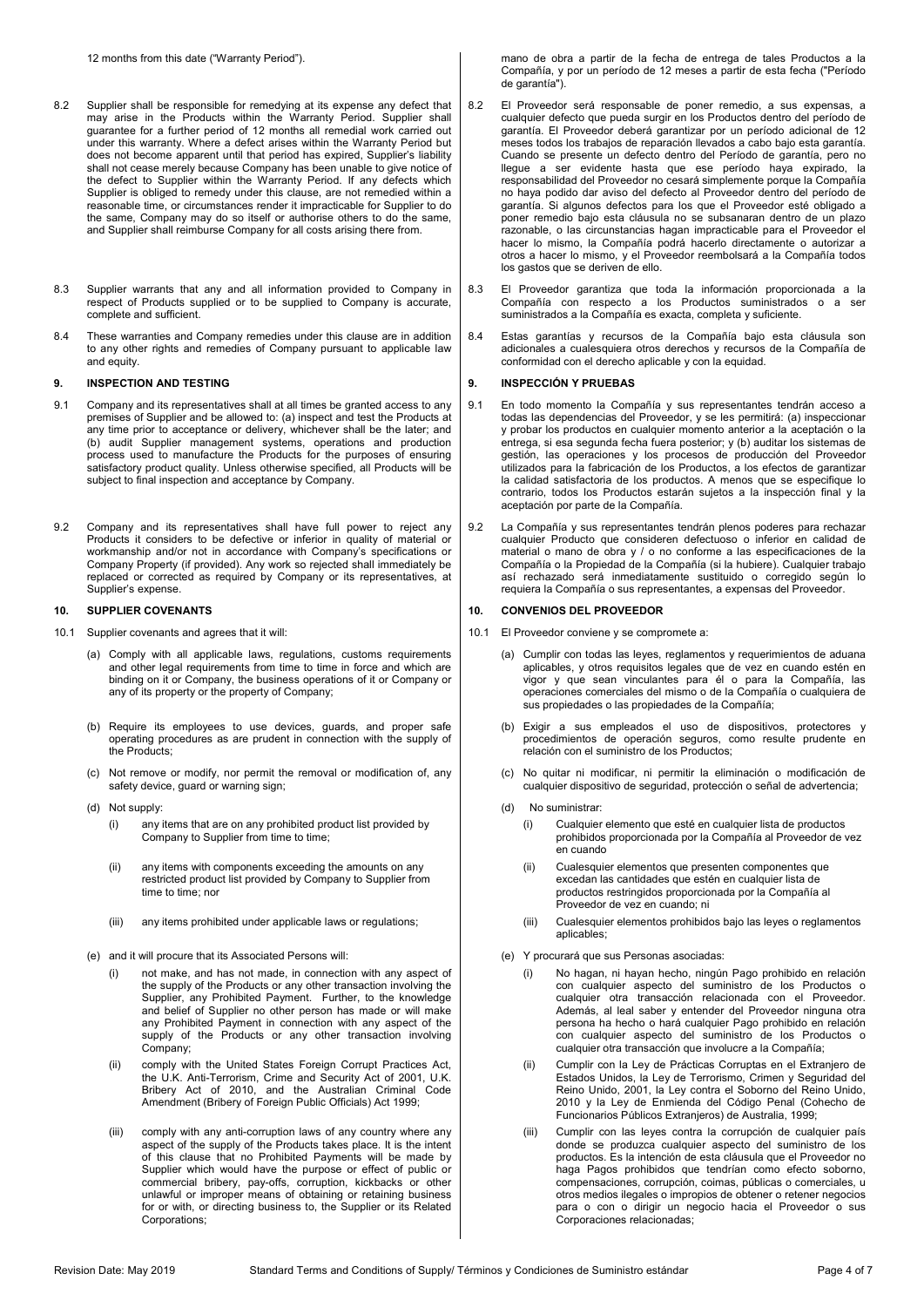12 months from this date ("Warranty Period").

8.2 Supplier shall be responsible for remedying at its expense any defect that may arise in the Products within the Warranty Period. Supplier shall guarantee for a further period of 12 months all remedial work carried out under this warranty. Where a defect arises within the Warranty Period but does not become apparent until that period has expired, Supplier's liability shall not cease merely because Company has been unable to give notice of the defect to Supplier within the Warranty Period. If any defects which Supplier is obliged to remedy under this clause, are not remedied within a reasonable time, or circumstances render it impracticable for Supplier to do the same, Company may do so itself or authorise others to do the same, and Supplier shall reimburse Company for all costs arising there from.

8.3 Supplier warrants that any and all information provided to Company in respect of Products supplied or to be supplied to Company is accurate, complete and sufficient.

8.4 These warranties and Company remedies under this clause are in addition to any other rights and remedies of Company pursuant to applicable law and equity.

## 9. INSPECTION AND TESTING

9.1 Company and its representatives shall at all times be granted access to any premises of Supplier and be allowed to: (a) inspect and test the Products at any time prior to acceptance or delivery, whichever shall be the later; and (b) audit Supplier management systems, operations and production process used to manufacture the Products for the purposes of ensuring satisfactory product quality. Unless otherwise specified, all Products will be subject to final inspection and acceptance by Company.

9.2 Company and its representatives shall have full power to reject any Products it considers to be defective or inferior in quality of material or workmanship and/or not in accordance with Company's specifications or Company Property (if provided). Any work so rejected shall immediately be replaced or corrected as required by Company or its representatives, at Supplier's expense.

## 10. SUPPLIER COVENANTS

10.1 Supplier covenants and agrees that it will:

(a) Comply with all applicable laws, regulations, customs requirements and other legal requirements from time to time in force and which are binding on it or Company, the business operations of it or Company or any of its property or the property of Company;

(b) Require its employees to use devices, guards, and proper safe operating procedures as are prudent in connection with the supply of the Products;

(c) Not remove or modify, nor permit the removal or modification of, any safety device, guard or warning sign;

(d) Not supply:

(i) any items that are on any prohibited product list provided by Company to Supplier from time to time;

(ii) any items with components exceeding the amounts on any restricted product list provided by Company to Supplier from time to time; nor

(iii) any items prohibited under applicable laws or regulations;

(e) and it will procure that its Associated Persons will:

(i) not make, and has not made, in connection with any aspect of the supply of the Products or any other transaction involving the Supplier, any Prohibited Payment. Further, to the knowledge and belief of Supplier no other person has made or will make any Prohibited Payment in connection with any aspect of the supply of the Products or any other transaction involving Company;

(ii) comply with the United States Foreign Corrupt Practices Act, the U.K. Anti-Terrorism, Crime and Security Act of 2001, U.K. Bribery Act of 2010, and the Australian Criminal Code Amendment (Bribery of Foreign Public Officials) Act 1999;

(iii) comply with any anti-corruption laws of any country where any aspect of the supply of the Products takes place. It is the intent of this clause that no Prohibited Payments will be made by Supplier which would have the purpose or effect of public or commercial bribery, pay-offs, corruption, kickbacks or other unlawful or improper means of obtaining or retaining business for or with, or directing business to, the Supplier or its Related Corporations;

mano de obra a partir de la fecha de entrega de tales Productos a la Compañía, y por un período de 12 meses a partir de esta fecha ("Período de garantía").

8.2 El Proveedor será responsable de poner remedio, a sus expensas, a cualquier defecto que pueda surgir en los Productos dentro del período de garantía. El Proveedor deberá garantizar por un período adicional de 12 meses todos los trabajos de reparación llevados a cabo bajo esta garantía. Cuando se presente un defecto dentro del Período de garantía, pero no llegue a ser evidente hasta que ese período haya expirado, la responsabilidad del Proveedor no cesará simplemente porque la Compañía no haya podido dar aviso del defecto al Proveedor dentro del período de garantía. Si algunos defectos para los que el Proveedor esté obligado a poner remedio bajo esta cláusula no se subsanaran dentro de un plazo razonable, o las circunstancias hagan impracticable para el Proveedor el hacer lo mismo, la Compañía podrá hacerlo directamente o autorizar a otros a hacer lo mismo, y el Proveedor reembolsará a la Compañía todos los gastos que se deriven de ello.

8.3 El Proveedor garantiza que toda la información proporcionada a la Compañía con respecto a los Productos suministrados o a ser suministrados a la Compañía es exacta, completa y suficiente.

8.4 Estas garantías y recursos de la Compañía bajo esta cláusula son adicionales a cualesquiera otros derechos y recursos de la Compañía de conformidad con el derecho aplicable y con la equidad.

## 9. INSPECCIÓN Y PRUEBAS

9.1 En todo momento la Compañía y sus representantes tendrán acceso a todas las dependencias del Proveedor, y se les permitirá: (a) inspeccionar y probar los productos en cualquier momento anterior a la aceptación o la entrega, si esa segunda fecha fuera posterior; y (b) auditar los sistemas de gestión, las operaciones y los procesos de producción del Proveedor utilizados para la fabricación de los Productos, a los efectos de garantizar la calidad satisfactoria de los productos. A menos que se especifique lo contrario, todos los Productos estarán sujetos a la inspección final y la aceptación por parte de la Compañía.

9.2 La Compañía y sus representantes tendrán plenos poderes para rechazar cualquier Producto que consideren defectuoso o inferior en calidad de material o mano de obra y / o no conforme a las especificaciones de la Compañía o la Propiedad de la Compañía (si la hubiere). Cualquier trabajo así rechazado será inmediatamente sustituido o corregido según lo requiera la Compañía o sus representantes, a expensas del Proveedor.

## 10. CONVENIOS DEL PROVEEDOR

10.1 El Proveedor conviene y se compromete a:

(a) Cumplir con todas las leyes, reglamentos y requerimientos de aduana aplicables, y otros requisitos legales que de vez en cuando estén en vigor y que sean vinculantes para él o para la Compañía, las operaciones comerciales del mismo o de la Compañía o cualquiera de sus propiedades o las propiedades de la Compañía;

(b) Exigir a sus empleados el uso de dispositivos, protectores y procedimientos de operación seguros, como resulte prudente en relación con el suministro de los Productos;

(c) No quitar ni modificar, ni permitir la eliminación o modificación de cualquier dispositivo de seguridad, protección o señal de advertencia;

(d) No suministrar:

(i) Cualquier elemento que esté en cualquier lista de productos prohibidos proporcionada por la Compañía al Proveedor de vez en cuando

(ii) Cualesquier elementos que presenten componentes que excedan las cantidades que estén en cualquier lista de productos restringidos proporcionada por la Compañía al Proveedor de vez en cuando; ni

(iii) Cualesquier elementos prohibidos bajo las leyes o reglamentos aplicables;

(e) Y procurará que sus Personas asociadas:

(i) No hagan, ni hayan hecho, ningún Pago prohibido en relación con cualquier aspecto del suministro de los Productos o cualquier otra transacción relacionada con el Proveedor. Además, al leal saber y entender del Proveedor ninguna otra persona ha hecho o hará cualquier Pago prohibido en relación con cualquier aspecto del suministro de los Productos o cualquier otra transacción que involucre a la Compañía;

(ii) Cumplir con la Ley de Prácticas Corruptas en el Extranjero de Estados Unidos, la Ley de Terrorismo, Crimen y Seguridad del Reino Unido, 2001, la Ley contra el Soborno del Reino Unido, 2010 y la Ley de Enmienda del Código Penal (Cohecho de Funcionarios Públicos Extranjeros) de Australia, 1999;

(iii) Cumplir con las leyes contra la corrupción de cualquier país donde se produzca cualquier aspecto del suministro de los productos. Es la intención de esta cláusula que el Proveedor no haga Pagos prohibidos que tendrían como efecto soborno, compensaciones, corrupción, coimas, públicas o comerciales, u otros medios ilegales o impropios de obtener o retener negocios para o con o dirigir un negocio hacia el Proveedor o sus Corporaciones relacionadas;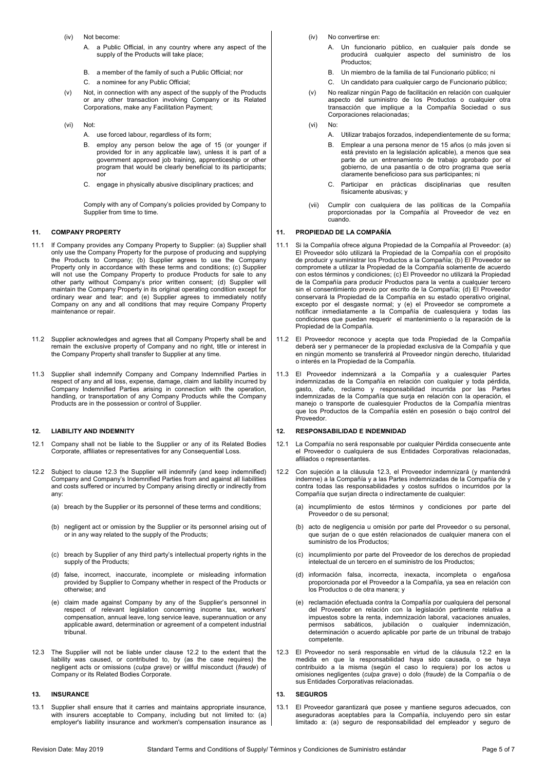(iv) Not become:

A. a Public Official, in any country where any aspect of the supply of the Products will take place;

B. a member of the family of such a Public Official; nor

C. a nominee for any Public Official;

(v) Not, in connection with any aspect of the supply of the Products or any other transaction involving Company or its Related Corporations, make any Facilitation Payment;

(vi) Not:

A. use forced labour, regardless of its form;

B. employ any person below the age of 15 (or younger if provided for in any applicable law), unless it is part of a government approved job training, apprenticeship or other program that would be clearly beneficial to its participants; nor

C. engage in physically abusive disciplinary practices; and

Comply with any of Company's policies provided by Company to Supplier from time to time.

## 11. COMPANY PROPERTY

11.1 If Company provides any Company Property to Supplier: (a) Supplier shall only use the Company Property for the purpose of producing and supplying the Products to Company; (b) Supplier agrees to use the Company Property only in accordance with these terms and conditions; (c) Supplier will not use the Company Property to produce Products for sale to any other party without Company's prior written consent; (d) Supplier will maintain the Company Property in its original operating condition except for ordinary wear and tear; and (e) Supplier agrees to immediately notify Company on any and all conditions that may require Company Property maintenance or repair.

11.2 Supplier acknowledges and agrees that all Company Property shall be and remain the exclusive property of Company and no right, title or interest in the Company Property shall transfer to Supplier at any time.

11.3 Supplier shall indemnify Company and Company Indemnified Parties in respect of any and all loss, expense, damage, claim and liability incurred by Company Indemnified Parties arising in connection with the operation, handling, or transportation of any Company Products while the Company Products are in the possession or control of Supplier.

## 12. LIABILITY AND INDEMNITY

12.1 Company shall not be liable to the Supplier or any of its Related Bodies Corporate, affiliates or representatives for any Consequential Loss.

12.2 Subject to clause 12.3 the Supplier will indemnify (and keep indemnified) Company and Company's Indemnified Parties from and against all liabilities and costs suffered or incurred by Company arising directly or indirectly from any:

(a) breach by the Supplier or its personnel of these terms and conditions;

(b) negligent act or omission by the Supplier or its personnel arising out of or in any way related to the supply of the Products;

(c) breach by Supplier of any third party's intellectual property rights in the supply of the Products;

(d) false, incorrect, inaccurate, incomplete or misleading information provided by Supplier to Company whether in respect of the Products or otherwise; and

(e) claim made against Company by any of the Supplier's personnel in respect of relevant legislation concerning income tax, workers' compensation, annual leave, long service leave, superannuation or any applicable award, determination or agreement of a competent industrial tribunal.

12.3 The Supplier will not be liable under clause 12.2 to the extent that the liability was caused, or contributed to, by (as the case requires) the negligent acts or omissions (*culpa grave*) or willful misconduct (*fraude*) of Company or its Related Bodies Corporate.

## 13. INSURANCE

13.1 Supplier shall ensure that it carries and maintains appropriate insurance, with insurers acceptable to Company, including but not limited to: (a) employer's liability insurance and workmen's compensation insurance as

(iv) No convertirse en:

A. Un funcionario público, en cualquier país donde se producirá cualquier aspecto del suministro de los Productos;

B. Un miembro de la familia de tal Funcionario público; ni

C. Un candidato para cualquier cargo de Funcionario público;

(v) No realizar ningún Pago de facilitación en relación con cualquier aspecto del suministro de los Productos o cualquier otra transacción que implique a la Compañía Sociedad o sus Corporaciones relacionadas;

(vi) No:

A. Utilizar trabajos forzados, independientemente de su forma;

B. Emplear a una persona menor de 15 años (o más joven si está previsto en la legislación aplicable), a menos que sea parte de un entrenamiento de trabajo aprobado por el gobierno, de una pasantía o de otro programa que sería claramente beneficioso para sus participantes; ni

C. Participar en prácticas disciplinarias que resulten físicamente abusivas; y

(vii) Cumplir con cualquiera de las políticas de la Compañía proporcionadas por la Compañía al Proveedor de vez en cuando.

## 11. PROPIEDAD DE LA COMPAÑÍA

11.1 Si la Compañía ofrece alguna Propiedad de la Compañía al Proveedor: (a) El Proveedor sólo utilizará la Propiedad de la Compañía con el propósito de producir y suministrar los Productos a la Compañía; (b) El Proveedor se compromete a utilizar la Propiedad de la Compañía solamente de acuerdo con estos términos y condiciones; (c) El Proveedor no utilizará la Propiedad de la Compañía para producir Productos para la venta a cualquier tercero sin el consentimiento previo por escrito de la Compañía; (d) El Proveedor conservará la Propiedad de la Compañía en su estado operativo original, excepto por el desgaste normal; y (e) el Proveedor se compromete a notificar inmediatamente a la Compañía de cualesquiera y todas las condiciones que puedan requerir el mantenimiento o la reparación de la Propiedad de la Compañía.

11.2 El Proveedor reconoce y acepta que toda Propiedad de la Compañía deberá ser y permanecer de la propiedad exclusiva de la Compañía y que en ningún momento se transferirá al Proveedor ningún derecho, titularidad o interés en la Propiedad de la Compañía.

11.3 El Proveedor indemnizará a la Compañía y a cualesquier Partes indemnizadas de la Compañía en relación con cualquier y toda pérdida, gasto, daño, reclamo y responsabilidad incurrida por las Partes indemnizadas de la Compañía que surja en relación con la operación, el manejo o transporte de cualesquier Productos de la Compañía mientras que los Productos de la Compañía estén en posesión o bajo control del Proveedor.

## 12. RESPONSABILIDAD E INDEMNIDAD

12.1 La Compañía no será responsable por cualquier Pérdida consecuente ante el Proveedor o cualquiera de sus Entidades Corporativas relacionadas, afiliados o representantes.

12.2 Con sujeción a la cláusula 12.3, el Proveedor indemnizará (y mantendrá indemne) a la Compañía y a las Partes indemnizadas de la Compañía de y contra todas las responsabilidades y costos sufridos o incurridos por la Compañía que surjan directa o indirectamente de cualquier:

(a) incumplimiento de estos términos y condiciones por parte del Proveedor o de su personal;

(b) acto de negligencia u omisión por parte del Proveedor o su personal, que surjan de o que estén relacionados de cualquier manera con el suministro de los Productos;

(c) incumplimiento por parte del Proveedor de los derechos de propiedad intelectual de un tercero en el suministro de los Productos;

(d) información falsa, incorrecta, inexacta, incompleta o engañosa proporcionada por el Proveedor a la Compañía, ya sea en relación con los Productos o de otra manera; y

(e) reclamación efectuada contra la Compañía por cualquiera del personal del Proveedor en relación con la legislación pertinente relativa a impuestos sobre la renta, indemnización laboral, vacaciones anuales, permisos sabáticos, jubilación o cualquier indemnización, determinación o acuerdo aplicable por parte de un tribunal de trabajo competente.

12.3 El Proveedor no será responsable en virtud de la cláusula 12.2 en la medida en que la responsabilidad haya sido causada, o se haya contribuido a la misma (según el caso lo requiera) por los actos u omisiones negligentes (*culpa grave*) o dolo (*fraude*) de la Compañía o de sus Entidades Corporativas relacionadas.

## 13. SEGUROS

13.1 El Proveedor garantizará que posee y mantiene seguros adecuados, con aseguradoras aceptables para la Compañía, incluyendo pero sin estar limitado a: (a) seguro de responsabilidad del empleador y seguro de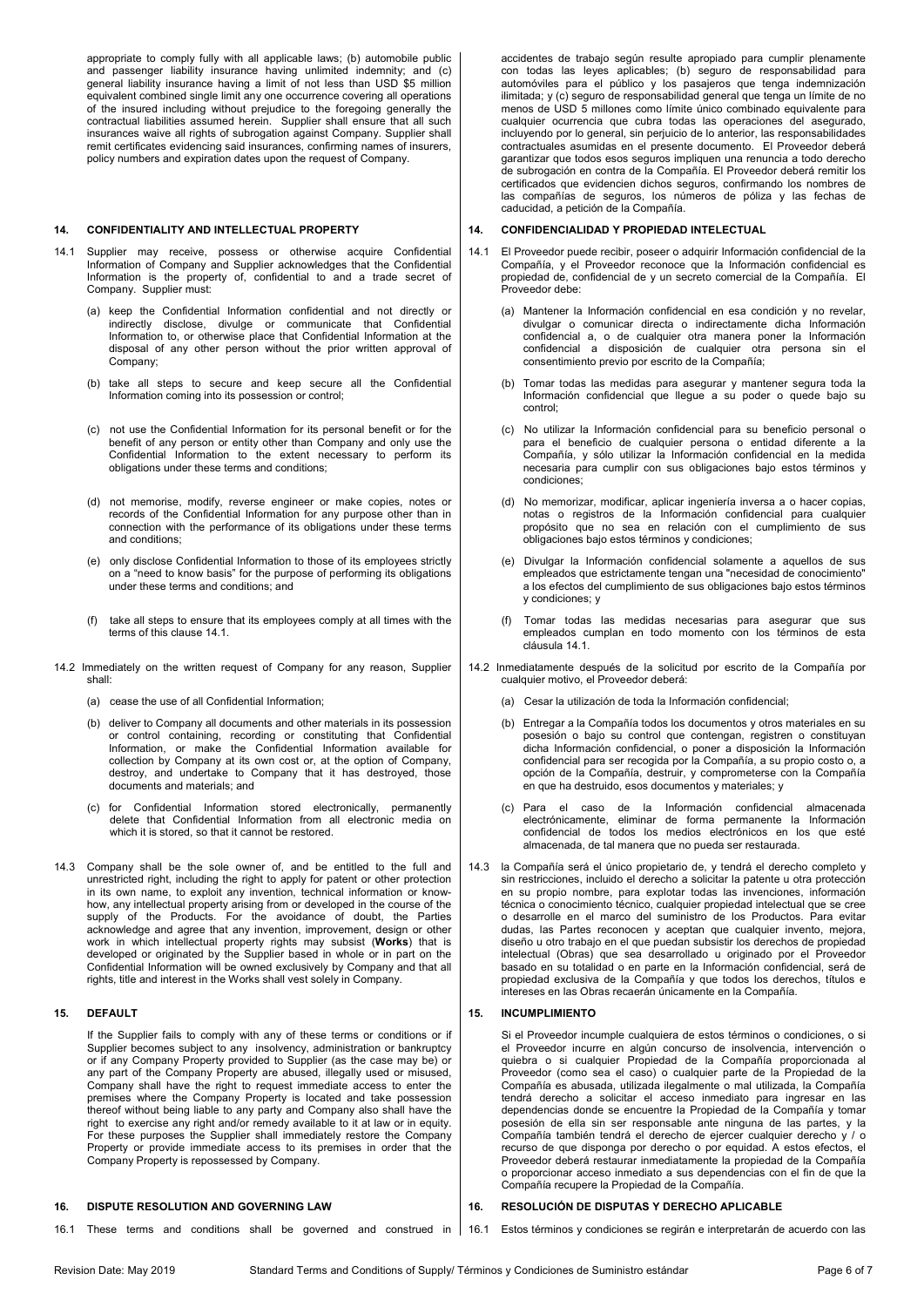appropriate to comply fully with all applicable laws; (b) automobile public and passenger liability insurance having unlimited indemnity; and (c) general liability insurance having a limit of not less than USD $5 million equivalent combined single limit any one occurrence covering all operations of the insured including without prejudice to the foregoing generally the contractual liabilities assumed herein. Supplier shall ensure that all such insurances waive all rights of subrogation against Company. Supplier shall remit certificates evidencing said insurances, confirming names of insurers, policy numbers and expiration dates upon the request of Company.

accidentes de trabajo según resulte apropiado para cumplir plenamente con todas las leyes aplicables; (b) seguro de responsabilidad para automóviles para el público y los pasajeros que tenga indemnización ilimitada; y (c) seguro de responsabilidad general que tenga un límite de no menos de USD 5 millones como límite único combinado equivalente para cualquier ocurrencia que cubra todas las operaciones del asegurado, incluyendo por lo general, sin perjuicio de lo anterior, las responsabilidades contractuales asumidas en el presente documento. El Proveedor deberá garantizar que todos esos seguros impliquen una renuncia a todo derecho de subrogación en contra de la Compañía. El Proveedor deberá remitir los certificados que evidencien dichos seguros, confirmando los nombres de las compañías de seguros, los números de póliza y las fechas de caducidad, a petición de la Compañía.

## 14. CONFIDENTIALITY AND INTELLECTUAL PROPERTY

14.1 Supplier may receive, possess or otherwise acquire Confidential Information of Company and Supplier acknowledges that the Confidential Information is the property of, confidential to and a trade secret of Company. Supplier must:

(a) keep the Confidential Information confidential and not directly or indirectly disclose, divulge or communicate that Confidential Information to, or otherwise place that Confidential Information at the disposal of any other person without the prior written approval of Company;

(b) take all steps to secure and keep secure all the Confidential Information coming into its possession or control;

(c) not use the Confidential Information for its personal benefit or for the benefit of any person or entity other than Company and only use the Confidential Information to the extent necessary to perform its obligations under these terms and conditions;

(d) not memorise, modify, reverse engineer or make copies, notes or records of the Confidential Information for any purpose other than in connection with the performance of its obligations under these terms and conditions;

(e) only disclose Confidential Information to those of its employees strictly on a "need to know basis" for the purpose of performing its obligations under these terms and conditions; and

(f) take all steps to ensure that its employees comply at all times with the terms of this clause 14.1.

14.2 Immediately on the written request of Company for any reason, Supplier shall:

(a) cease the use of all Confidential Information;

(b) deliver to Company all documents and other materials in its possession or control containing, recording or constituting that Confidential Information, or make the Confidential Information available for collection by Company at its own cost or, at the option of Company, destroy, and undertake to Company that it has destroyed, those documents and materials; and

(c) for Confidential Information stored electronically, permanently delete that Confidential Information from all electronic media on which it is stored, so that it cannot be restored.

14.3 Company shall be the sole owner of, and be entitled to the full and unrestricted right, including the right to apply for patent or other protection in its own name, to exploit any invention, technical information or know-how, any intellectual property arising from or developed in the course of the supply of the Products. For the avoidance of doubt, the Parties acknowledge and agree that any invention, improvement, design or other work in which intellectual property rights may subsist (**Works**) that is developed or originated by the Supplier based in whole or in part on the Confidential Information will be owned exclusively by Company and that all rights, title and interest in the Works shall vest solely in Company.

## 14. CONFIDENCIALIDAD Y PROPIEDAD INTELECTUAL

14.1 El Proveedor puede recibir, poseer o adquirir Información confidencial de la Compañía, y el Proveedor reconoce que la Información confidencial es propiedad de, confidencial de y un secreto comercial de la Compañía. El Proveedor debe:

(a) Mantener la Información confidencial en esa condición y no revelar, divulgar o comunicar directa o indirectamente dicha Información confidencial a, o de cualquier otra manera poner la Información confidencial a disposición de cualquier otra persona sin el consentimiento previo por escrito de la Compañía;

(b) Tomar todas las medidas para asegurar y mantener segura toda la Información confidencial que llegue a su poder o quede bajo su control;

(c) No utilizar la Información confidencial para su beneficio personal o para el beneficio de cualquier persona o entidad diferente a la Compañía, y sólo utilizar la Información confidencial en la medida necesaria para cumplir con sus obligaciones bajo estos términos y condiciones;

(d) No memorizar, modificar, aplicar ingeniería inversa a o hacer copias, notas o registros de la Información confidencial para cualquier propósito que no sea en relación con el cumplimiento de sus obligaciones bajo estos términos y condiciones;

(e) Divulgar la Información confidencial solamente a aquellos de sus empleados que estrictamente tengan una "necesidad de conocimiento" a los efectos del cumplimiento de sus obligaciones bajo estos términos y condiciones; y

(f) Tomar todas las medidas necesarias para asegurar que sus empleados cumplan en todo momento con los términos de esta cláusula 14.1.

14.2 Inmediatamente después de la solicitud por escrito de la Compañía por cualquier motivo, el Proveedor deberá:

(a) Cesar la utilización de toda la Información confidencial;

(b) Entregar a la Compañía todos los documentos y otros materiales en su posesión o bajo su control que contengan, registren o constituyan dicha Información confidencial, o poner a disposición la Información confidencial para ser recogida por la Compañía, a su propio costo o, a opción de la Compañía, destruir, y comprometerse con la Compañía en que ha destruido, esos documentos y materiales; y

(c) Para el caso de la Información confidencial almacenada electrónicamente, eliminar de forma permanente la Información confidencial de todos los medios electrónicos en los que esté almacenada, de tal manera que no pueda ser restaurada.

14.3 la Compañía será el único propietario de, y tendrá el derecho completo y sin restricciones, incluido el derecho a solicitar la patente u otra protección en su propio nombre, para explotar todas las invenciones, información técnica o conocimiento técnico, cualquier propiedad intelectual que se cree o desarrolle en el marco del suministro de los Productos. Para evitar dudas, las Partes reconocen y aceptan que cualquier invento, mejora, diseño u otro trabajo en el que puedan subsistir los derechos de propiedad intelectual (Obras) que sea desarrollado u originado por el Proveedor basado en su totalidad o en parte en la Información confidencial, será de propiedad exclusiva de la Compañía y que todos los derechos, títulos e intereses en las Obras recaerán únicamente en la Compañía.

## 15. DEFAULT

If the Supplier fails to comply with any of these terms or conditions or if Supplier becomes subject to any insolvency, administration or bankruptcy or if any Company Property provided to Supplier (as the case may be) or any part of the Company Property are abused, illegally used or misused, Company shall have the right to request immediate access to enter the premises where the Company Property is located and take possession thereof without being liable to any party and Company also shall have the right to exercise any right and/or remedy available to it at law or in equity. For these purposes the Supplier shall immediately restore the Company Property or provide immediate access to its premises in order that the Company Property is repossessed by Company.

## 15. INCUMPLIMIENTO

Si el Proveedor incumple cualquiera de estos términos o condiciones, o si el Proveedor incurre en algún concurso de insolvencia, intervención o quiebra o si cualquier Propiedad de la Compañía proporcionada al Proveedor (como sea el caso) o cualquier parte de la Propiedad de la Compañía es abusada, utilizada ilegalmente o mal utilizada, la Compañía tendrá derecho a solicitar el acceso inmediato para ingresar en las dependencias donde se encuentre la Propiedad de la Compañía y tomar posesión de ella sin ser responsable ante ninguna de las partes, y la Compañía también tendrá el derecho de ejercer cualquier derecho y / o recurso de que disponga por derecho o por equidad. A estos efectos, el Proveedor deberá restaurar inmediatamente la propiedad de la Compañía o proporcionar acceso inmediato a sus dependencias con el fin de que la Compañía recupere la Propiedad de la Compañía.

## 16. DISPUTE RESOLUTION AND GOVERNING LAW

16.1 These terms and conditions shall be governed and construed in

## 16. RESOLUCIÓN DE DISPUTAS Y DERECHO APLICABLE

16.1 Estos términos y condiciones se regirán e interpretarán de acuerdo con las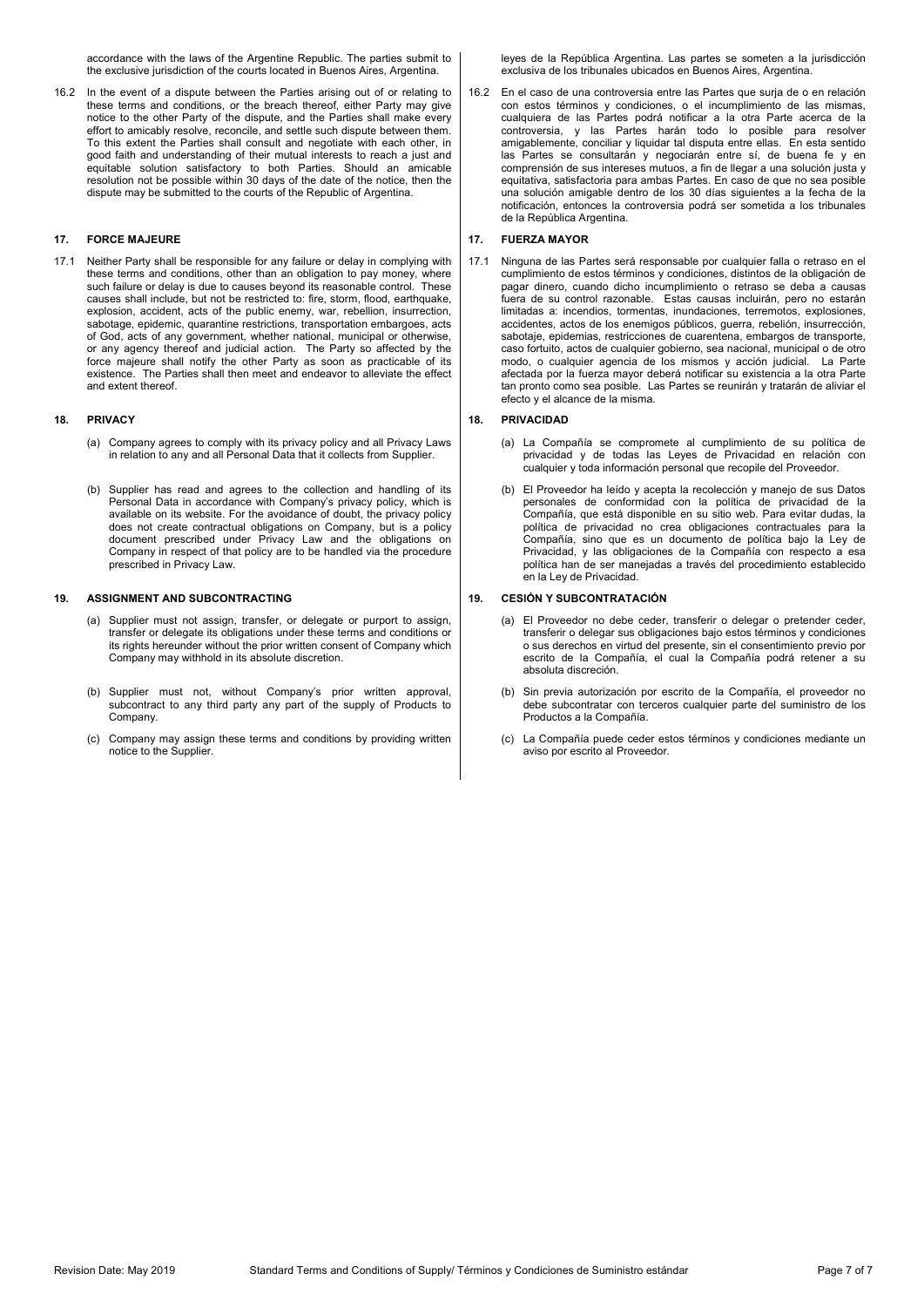accordance with the laws of the Argentine Republic. The parties submit to the exclusive jurisdiction of the courts located in Buenos Aires, Argentina.

16.2 In the event of a dispute between the Parties arising out of or relating to these terms and conditions, or the breach thereof, either Party may give notice to the other Party of the dispute, and the Parties shall make every effort to amicably resolve, reconcile, and settle such dispute between them. To this extent the Parties shall consult and negotiate with each other, in good faith and understanding of their mutual interests to reach a just and equitable solution satisfactory to both Parties. Should an amicable resolution not be possible within 30 days of the date of the notice, then the dispute may be submitted to the courts of the Republic of Argentina.

## 17. FORCE MAJEURE

17.1 Neither Party shall be responsible for any failure or delay in complying with these terms and conditions, other than an obligation to pay money, where such failure or delay is due to causes beyond its reasonable control. These causes shall include, but not be restricted to: fire, storm, flood, earthquake, explosion, accident, acts of the public enemy, war, rebellion, insurrection, sabotage, epidemic, quarantine restrictions, transportation embargoes, acts of God, acts of any government, whether national, municipal or otherwise, or any agency thereof and judicial action. The Party so affected by the force majeure shall notify the other Party as soon as practicable of its existence. The Parties shall then meet and endeavor to alleviate the effect and extent thereof.

## 18. PRIVACY

(a) Company agrees to comply with its privacy policy and all Privacy Laws in relation to any and all Personal Data that it collects from Supplier.

(b) Supplier has read and agrees to the collection and handling of its Personal Data in accordance with Company's privacy policy, which is available on its website. For the avoidance of doubt, the privacy policy does not create contractual obligations on Company, but is a policy document prescribed under Privacy Law and the obligations on Company in respect of that policy are to be handled via the procedure prescribed in Privacy Law.

## 19. ASSIGNMENT AND SUBCONTRACTING

(a) Supplier must not assign, transfer, or delegate or purport to assign, transfer or delegate its obligations under these terms and conditions or its rights hereunder without the prior written consent of Company which Company may withhold in its absolute discretion.

(b) Supplier must not, without Company's prior written approval, subcontract to any third party any part of the supply of Products to Company.

(c) Company may assign these terms and conditions by providing written notice to the Supplier.

leyes de la República Argentina. Las partes se someten a la jurisdicción exclusiva de los tribunales ubicados en Buenos Aires, Argentina.

16.2 En el caso de una controversia entre las Partes que surja de o en relación con estos términos y condiciones, o el incumplimiento de las mismas, cualquiera de las Partes podrá notificar a la otra Parte acerca de la controversia, y las Partes harán todo lo posible para resolver amigablemente, conciliar y liquidar tal disputa entre ellas. En esta sentido las Partes se consultarán y negociarán entre sí, de buena fe y en comprensión de sus intereses mutuos, a fin de llegar a una solución justa y equitativa, satisfactoria para ambas Partes. En caso de que no sea posible una solución amigable dentro de los 30 días siguientes a la fecha de la notificación, entonces la controversia podrá ser sometida a los tribunales de la República Argentina.

## 17. FUERZA MAYOR

17.1 Ninguna de las Partes será responsable por cualquier falla o retraso en el cumplimiento de estos términos y condiciones, distintos de la obligación de pagar dinero, cuando dicho incumplimiento o retraso se deba a causas fuera de su control razonable. Estas causas incluirán, pero no estarán limitadas a: incendios, tormentas, inundaciones, terremotos, explosiones, accidentes, actos de los enemigos públicos, guerra, rebelión, insurrección, sabotaje, epidemias, restricciones de cuarentena, embargos de transporte, caso fortuito, actos de cualquier gobierno, sea nacional, municipal o de otro modo, o cualquier agencia de los mismos y acción judicial. La Parte afectada por la fuerza mayor deberá notificar su existencia a la otra Parte tan pronto como sea posible. Las Partes se reunirán y tratarán de aliviar el efecto y el alcance de la misma.

## 18. PRIVACIDAD

(a) La Compañía se compromete al cumplimiento de su política de privacidad y de todas las Leyes de Privacidad en relación con cualquier y toda información personal que recopile del Proveedor.

(b) El Proveedor ha leído y acepta la recolección y manejo de sus Datos personales de conformidad con la política de privacidad de la Compañía, que está disponible en su sitio web. Para evitar dudas, la política de privacidad no crea obligaciones contractuales para la Compañía, sino que es un documento de política bajo la Ley de Privacidad, y las obligaciones de la Compañía con respecto a esa política han de ser manejadas a través del procedimiento establecido en la Ley de Privacidad.

## 19. CESIÓN Y SUBCONTRATACIÓN

(a) El Proveedor no debe ceder, transferir o delegar o pretender ceder, transferir o delegar sus obligaciones bajo estos términos y condiciones o sus derechos en virtud del presente, sin el consentimiento previo por escrito de la Compañía, el cual la Compañía podrá retener a su absoluta discreción.

(b) Sin previa autorización por escrito de la Compañía, el proveedor no debe subcontratar con terceros cualquier parte del suministro de los Productos a la Compañía.

(c) La Compañía puede ceder estos términos y condiciones mediante un aviso por escrito al Proveedor.